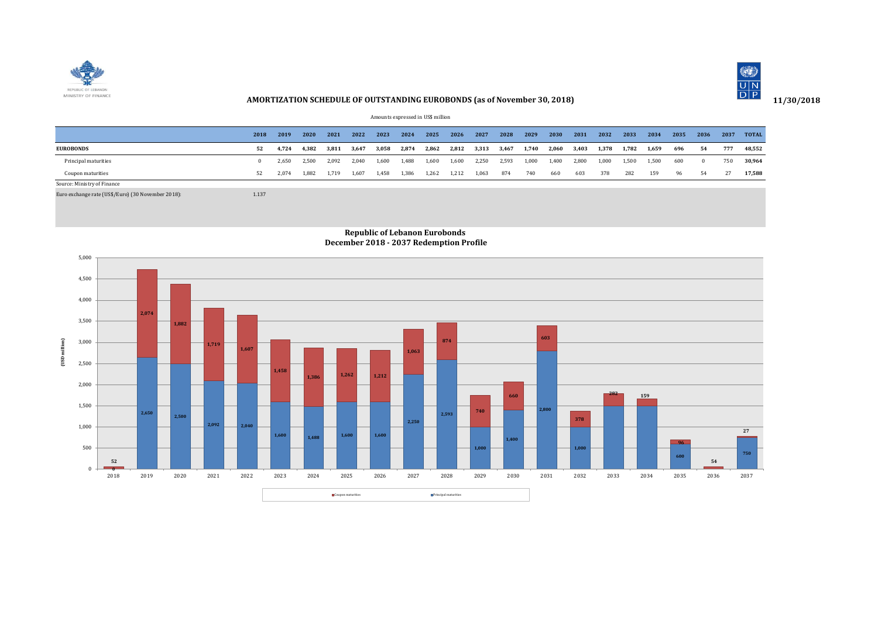REPUBLIC OF LEBANON
MINISTRY OF FINANCE

**AMORTIZATION SCHEDULE OF OUTSTANDING EUROBONDS (as of November 30, 2018)**

**11/30/2018**

Amounts expressed in US$ million

| | 2018 | 2019 | 2020 | 2021 | 2022 | 2023 | 2024 | 2025 | 2026 | 2027 | 2028 | 2029 | 2030 | 2031 | 2032 | 2033 | 2034 | 2035 | 2036 | 2037 | TOTAL |
|---|---|---|---|---|---|---|---|---|---|---|---|---|---|---|---|---|---|---|---|---|---|
| **EUROBONDS** | **52** | **4,724** | **4,382** | **3,811** | **3,647** | **3,058** | **2,874** | **2,862** | **2,812** | **3,313** | **3,467** | **1,740** | **2,060** | **3,403** | **1,378** | **1,782** | **1,659** | **696** | **54** | **777** | **48,552** |
| Principal maturities | 0 | 2,650 | 2,500 | 2,092 | 2,040 | 1,600 | 1,488 | 1,600 | 1,600 | 2,250 | 2,593 | 1,000 | 1,400 | 2,800 | 1,000 | 1,500 | 1,500 | 600 | 0 | 750 | **30,964** |
| Coupon maturities | 52 | 2,074 | 1,882 | 1,719 | 1,607 | 1,458 | 1,386 | 1,262 | 1,212 | 1,063 | 874 | 740 | 660 | 603 | 378 | 282 | 159 | 96 | 54 | 27 | **17,588** |

Source: Ministry of Finance

Euro exchange rate (US$/Euro) (30 November 2018): 1.137

**Republic of Lebanon Eurobonds**
**December 2018 - 2037 Redemption Profile**

(USD million)

| Year | Principal maturities | Coupon maturities |
|---|---|---|
| 2018 | 0 | 52 |
| 2019 | 2,650 | 2,074 |
| 2020 | 2,500 | 1,882 |
| 2021 | 2,092 | 1,719 |
| 2022 | 2,040 | 1,607 |
| 2023 | 1,600 | 1,458 |
| 2024 | 1,488 | 1,386 |
| 2025 | 1,600 | 1,262 |
| 2026 | 1,600 | 1,212 |
| 2027 | 2,250 | 1,063 |
| 2028 | 2,593 | 874 |
| 2029 | 1,000 | 740 |
| 2030 | 1,400 | 660 |
| 2031 | 2,800 | 603 |
| 2032 | 1,000 | 378 |
| 2033 | | 282 |
| 2034 | | 159 |
| 2035 | 600 | 96 |
| 2036 | | 54 |
| 2037 | 750 | 27 |

Coupon maturities | Principal maturities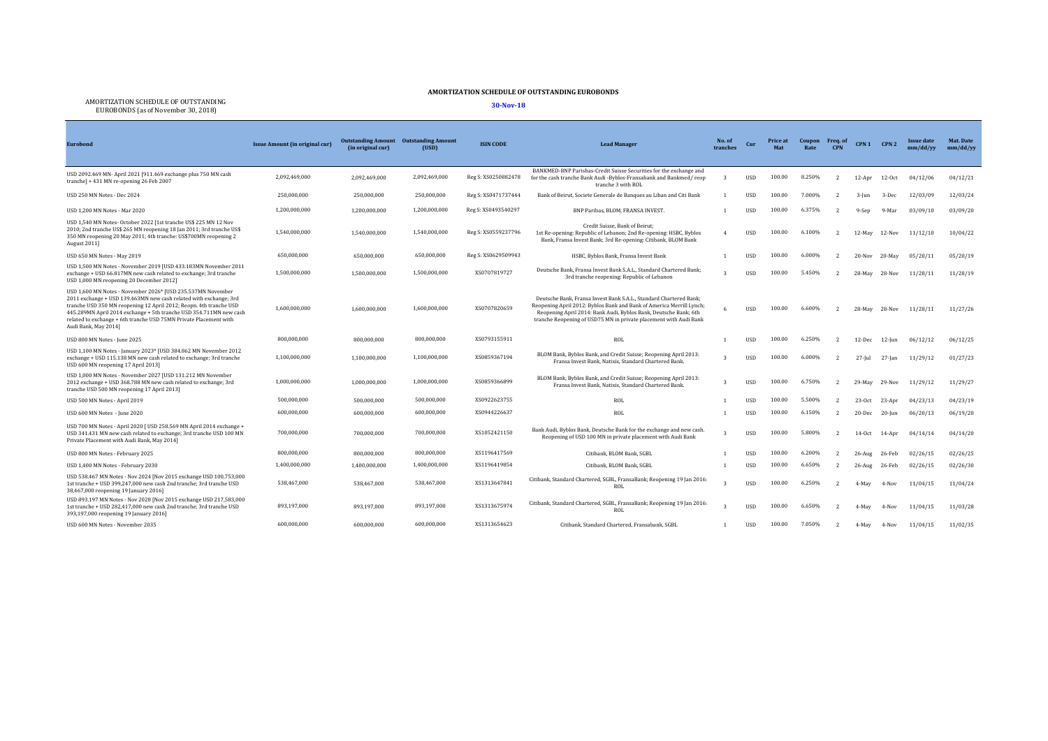AMORTIZATION SCHEDULE OF OUTSTANDING EUROBONDS (as of November 30, 2018)

# AMORTIZATION SCHEDULE OF OUTSTANDING EUROBONDS

**30-Nov-18**

| Eurobond | Issue Amount (in original cur) | Outstanding Amount (in original cur) | Outstanding Amount (USD) | ISIN CODE | Lead Manager | No. of tranches | Cur | Price at Mat | Coupon Rate | Freq. of CPN | CPN 1 | CPN 2 | Issue date mm/dd/yy | Mat. Date mm/dd/yy |
|---|---|---|---|---|---|---|---|---|---|---|---|---|---|---|
| USD 2092.469 MN- April 2021 [911.469 exchange plus 750 MN cash tranche] + 431 MN re-opening 26 Feb 2007 | 2,092,469,000 | 2,092,469,000 | 2,092,469,000 | Reg S: XS0250882478 | BANKMED-BNP Parisbas-Credit Suisse Securities for the exchange and for the cash tranche Bank Audi -Byblos-Fransabank and Bankmed/ reop tranche 3 with ROL | 3 | USD | 100.00 | 8.250% | 2 | 12-Apr | 12-Oct | 04/12/06 | 04/12/21 |
| USD 250 MN Notes - Dec 2024 | 250,000,000 | 250,000,000 | 250,000,000 | Reg S: XS0471737444 | Bank of Beirut, Societe Generale de Banques au Liban and Citi Bank | 1 | USD | 100.00 | 7.000% | 2 | 3-Jun | 3-Dec | 12/03/09 | 12/03/24 |
| USD 1,200 MN Notes - Mar 2020 | 1,200,000,000 | 1,200,000,000 | 1,200,000,000 | Reg S: XS0493540297 | BNP Paribas, BLOM, FRANSA INVEST. | 1 | USD | 100.00 | 6.375% | 2 | 9-Sep | 9-Mar | 03/09/10 | 03/09/20 |
| USD 1,540 MN Notes- October 2022 [1st tranche US$ 225 MN 12 Nov 2010; 2nd tranche US$ 265 MN reopening 18 Jan 2011; 3rd tranche US$ 350 MN reopening 20 May 2011; 4th tranche: US$700MN reopening 2 August 2011] | 1,540,000,000 | 1,540,000,000 | 1,540,000,000 | Reg S: XS0559237796 | Credit Suisse, Bank of Beirut; 1st Re-opening: Republic of Lebanon; 2nd Re-opening: HSBC, Byblos Bank, Fransa Invest Bank; 3rd Re-opening: Citibank, BLOM Bank | 4 | USD | 100.00 | 6.100% | 2 | 12-May | 12-Nov | 11/12/10 | 10/04/22 |
| USD 650 MN Notes - May 2019 | 650,000,000 | 650,000,000 | 650,000,000 | Reg S: XS0629509943 | HSBC, Byblos Bank, Fransa Invest Bank | 1 | USD | 100.00 | 6.000% | 2 | 20-Nov | 20-May | 05/20/11 | 05/20/19 |
| USD 1,500 MN Notes - November 2019 [USD 433.183MN November 2011 exchange + USD 66.817MN new cash related to exchange; 3rd tranche USD 1,000 MN reopening 20 December 2012] | 1,500,000,000 | 1,500,000,000 | 1,500,000,000 | XS0707819727 | Deutsche Bank, Fransa Invest Bank S.A.L., Standard Chartered Bank; 3rd tranche reopening: Republic of Lebanon | 3 | USD | 100.00 | 5.450% | 2 | 28-May | 28-Nov | 11/28/11 | 11/28/19 |
| USD 1,600 MN Notes - November 2026* [USD 235.537MN November 2011 exchange + USD 139.463MN new cash related with exchange; 3rd tranche USD 350 MN reopening 12 April 2012; Reopn. 4th tranche USD 445.289MN April 2014 exchange + 5th tranche USD 354.711MN new cash related to exchange + 6th tranche USD 75MN Private Placement with Audi Bank, May 2014] | 1,600,000,000 | 1,600,000,000 | 1,600,000,000 | XS0707820659 | Deutsche Bank, Fransa Invest Bank S.A.L., Standard Chartered Bank; Reopening April 2012: Byblos Bank and Bank of America Merrill Lynch; Reopening April 2014: Bank Audi, Byblos Bank, Deutsche Bank; 6th tranche Reopening of USD75 MN in private placement with Audi Bank | 6 | USD | 100.00 | 6.600% | 2 | 28-May | 28-Nov | 11/28/11 | 11/27/26 |
| USD 800 MN Notes - June 2025 | 800,000,000 | 800,000,000 | 800,000,000 | XS0793155911 | ROL | 1 | USD | 100.00 | 6.250% | 2 | 12-Dec | 12-Jun | 06/12/12 | 06/12/25 |
| USD 1,100 MN Notes - January 2023* [USD 384.862 MN November 2012 exchange + USD 115.138 MN new cash related to exchange; 3rd tranche USD 600 MN reopening 17 April 2013] | 1,100,000,000 | 1,100,000,000 | 1,100,000,000 | XS0859367194 | BLOM Bank, Byblos Bank, and Credit Suisse; Reopening April 2013: Fransa Invest Bank, Natixis, Standard Chartered Bank. | 3 | USD | 100.00 | 6.000% | 2 | 27-Jul | 27-Jan | 11/29/12 | 01/27/23 |
| USD 1,000 MN Notes - November 2027 [USD 131.212 MN November 2012 exchange + USD 368.788 MN new cash related to exchange; 3rd tranche USD 500 MN reopening 17 April 2013] | 1,000,000,000 | 1,000,000,000 | 1,000,000,000 | XS0859366899 | BLOM Bank, Byblos Bank, and Credit Suisse; Reopening April 2013: Fransa Invest Bank, Natixis, Standard Chartered Bank. | 3 | USD | 100.00 | 6.750% | 2 | 29-May | 29-Nov | 11/29/12 | 11/29/27 |
| USD 500 MN Notes - April 2019 | 500,000,000 | 500,000,000 | 500,000,000 | XS0922623755 | ROL | 1 | USD | 100.00 | 5.500% | 2 | 23-Oct | 23-Apr | 04/23/13 | 04/23/19 |
| USD 600 MN Notes - June 2020 | 600,000,000 | 600,000,000 | 600,000,000 | XS0944226637 | ROL | 1 | USD | 100.00 | 6.150% | 2 | 20-Dec | 20-Jun | 06/20/13 | 06/19/20 |
| USD 700 MN Notes - April 2020 [ USD 258.569 MN April 2014 exchange + USD 341.431 MN new cash related to exchange; 3rd tranche USD 100 MN Private Placement with Audi Bank, May 2014] | 700,000,000 | 700,000,000 | 700,000,000 | XS1052421150 | Bank Audi, Byblos Bank, Deutsche Bank for the exchange and new cash. Reopening of USD 100 MN in private placement with Audi Bank | 3 | USD | 100.00 | 5.800% | 2 | 14-Oct | 14-Apr | 04/14/14 | 04/14/20 |
| USD 800 MN Notes - February 2025 | 800,000,000 | 800,000,000 | 800,000,000 | XS1196417569 | Citibank, BLOM Bank, SGBL | 1 | USD | 100.00 | 6.200% | 2 | 26-Aug | 26-Feb | 02/26/15 | 02/26/25 |
| USD 1,400 MN Notes - February 2030 | 1,400,000,000 | 1,400,000,000 | 1,400,000,000 | XS1196419854 | Citibank, BLOM Bank, SGBL | 1 | USD | 100.00 | 6.650% | 2 | 26-Aug | 26-Feb | 02/26/15 | 02/26/30 |
| USD 538.467 MN Notes - Nov 2024 [Nov 2015 exchange USD 100,753,000 1st tranche + USD 399,247,000 new cash 2nd tranche; 3rd tranche USD 38,467,000 reopening 19 January 2016] | 538,467,000 | 538,467,000 | 538,467,000 | XS1313647841 | Citibank, Standard Chartered, SGBL, FransaBank; Reopening 19 Jan 2016: ROL | 3 | USD | 100.00 | 6.250% | 2 | 4-May | 4-Nov | 11/04/15 | 11/04/24 |
| USD 893.197 MN Notes - Nov 2028 [Nov 2015 exchange USD 217,583,000 1st tranche + USD 282,417,000 new cash 2nd tranche; 3rd tranche USD 393,197,000 reopening 19 January 2016] | 893,197,000 | 893,197,000 | 893,197,000 | XS1313675974 | Citibank, Standard Chartered, SGBL, FransaBank; Reopening 19 Jan 2016: ROL | 3 | USD | 100.00 | 6.650% | 2 | 4-May | 4-Nov | 11/04/15 | 11/03/28 |
| USD 600 MN Notes - November 2035 | 600,000,000 | 600,000,000 | 600,000,000 | XS1313654623 | Citibank, Standard Chartered, Fransabank, SGBL | 1 | USD | 100.00 | 7.050% | 2 | 4-May | 4-Nov | 11/04/15 | 11/02/35 |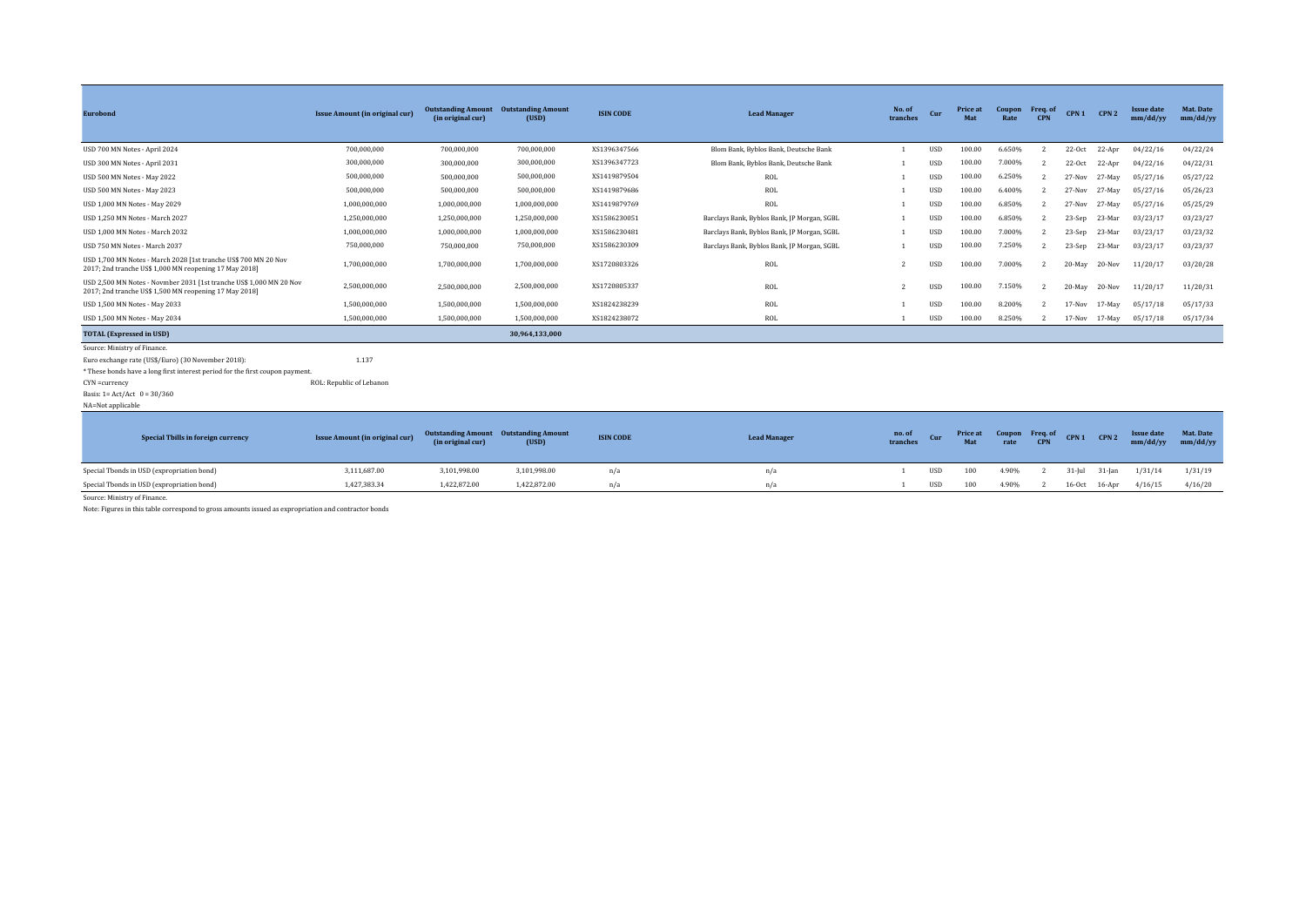| Eurobond | Issue Amount (in original cur) | Outstanding Amount (in original cur) | Outstanding Amount (USD) | ISIN CODE | Lead Manager | No. of tranches | Cur | Price at Mat | Coupon Rate | Freq. of CPN | CPN 1 | CPN 2 | Issue date mm/dd/yy | Mat. Date mm/dd/yy |
|---|---|---|---|---|---|---|---|---|---|---|---|---|---|---|
| USD 700 MN Notes - April 2024 | 700,000,000 | 700,000,000 | 700,000,000 | XS1396347566 | Blom Bank, Byblos Bank, Deutsche Bank | 1 | USD | 100.00 | 6.650% | 2 | 22-Oct | 22-Apr | 04/22/16 | 04/22/24 |
| USD 300 MN Notes - April 2031 | 300,000,000 | 300,000,000 | 300,000,000 | XS1396347723 | Blom Bank, Byblos Bank, Deutsche Bank | 1 | USD | 100.00 | 7.000% | 2 | 22-Oct | 22-Apr | 04/22/16 | 04/22/31 |
| USD 500 MN Notes - May 2022 | 500,000,000 | 500,000,000 | 500,000,000 | XS1419879504 | ROL | 1 | USD | 100.00 | 6.250% | 2 | 27-Nov | 27-May | 05/27/16 | 05/27/22 |
| USD 500 MN Notes - May 2023 | 500,000,000 | 500,000,000 | 500,000,000 | XS1419879686 | ROL | 1 | USD | 100.00 | 6.400% | 2 | 27-Nov | 27-May | 05/27/16 | 05/26/23 |
| USD 1,000 MN Notes - May 2029 | 1,000,000,000 | 1,000,000,000 | 1,000,000,000 | XS1419879769 | ROL | 1 | USD | 100.00 | 6.850% | 2 | 27-Nov | 27-May | 05/27/16 | 05/25/29 |
| USD 1,250 MN Notes - March 2027 | 1,250,000,000 | 1,250,000,000 | 1,250,000,000 | XS1586230051 | Barclays Bank, Byblos Bank, JP Morgan, SGBL | 1 | USD | 100.00 | 6.850% | 2 | 23-Sep | 23-Mar | 03/23/17 | 03/23/27 |
| USD 1,000 MN Notes - March 2032 | 1,000,000,000 | 1,000,000,000 | 1,000,000,000 | XS1586230481 | Barclays Bank, Byblos Bank, JP Morgan, SGBL | 1 | USD | 100.00 | 7.000% | 2 | 23-Sep | 23-Mar | 03/23/17 | 03/23/32 |
| USD 750 MN Notes - March 2037 | 750,000,000 | 750,000,000 | 750,000,000 | XS1586230309 | Barclays Bank, Byblos Bank, JP Morgan, SGBL | 1 | USD | 100.00 | 7.250% | 2 | 23-Sep | 23-Mar | 03/23/17 | 03/23/37 |
| USD 1,700 MN Notes - March 2028 [1st tranche US$ 700 MN 20 Nov 2017; 2nd tranche US$ 1,000 MN reopening 17 May 2018] | 1,700,000,000 | 1,700,000,000 | 1,700,000,000 | XS1720803326 | ROL | 2 | USD | 100.00 | 7.000% | 2 | 20-May | 20-Nov | 11/20/17 | 03/20/28 |
| USD 2,500 MN Notes - Novmber 2031 [1st tranche US$ 1,000 MN 20 Nov 2017; 2nd tranche US$ 1,500 MN reopening 17 May 2018] | 2,500,000,000 | 2,500,000,000 | 2,500,000,000 | XS1720805337 | ROL | 2 | USD | 100.00 | 7.150% | 2 | 20-May | 20-Nov | 11/20/17 | 11/20/31 |
| USD 1,500 MN Notes - May 2033 | 1,500,000,000 | 1,500,000,000 | 1,500,000,000 | XS1824238239 | ROL | 1 | USD | 100.00 | 8.200% | 2 | 17-Nov | 17-May | 05/17/18 | 05/17/33 |
| USD 1,500 MN Notes - May 2034 | 1,500,000,000 | 1,500,000,000 | 1,500,000,000 | XS1824238072 | ROL | 1 | USD | 100.00 | 8.250% | 2 | 17-Nov | 17-May | 05/17/18 | 05/17/34 |
| **TOTAL (Expressed in USD)** | | | **30,964,133,000** | | | | | | | | | | | |

Source: Ministry of Finance.

Euro exchange rate (US$/Euro) (30 November 2018): 1.137

* These bonds have a long first interest period for the first coupon payment.

CYN =currency

ROL: Republic of Lebanon

Basis: 1= Act/Act 0 = 30/360

NA=Not applicable

| Special Tbills in foreign currency | Issue Amount (in original cur) | Outstanding Amount (in original cur) | Outstanding Amount (USD) | ISIN CODE | Lead Manager | no. of tranches | Cur | Price at Mat | Coupon rate | Freq. of CPN | CPN 1 | CPN 2 | Issue date mm/dd/yy | Mat. Date mm/dd/yy |
|---|---|---|---|---|---|---|---|---|---|---|---|---|---|---|
| Special Tbonds in USD (expropriation bond) | 3,111,687.00 | 3,101,998.00 | 3,101,998.00 | n/a | n/a | 1 | USD | 100 | 4.90% | 2 | 31-Jul | 31-Jan | 1/31/14 | 1/31/19 |
| Special Tbonds in USD (expropriation bond) | 1,427,383.34 | 1,422,872.00 | 1,422,872.00 | n/a | n/a | 1 | USD | 100 | 4.90% | 2 | 16-Oct | 16-Apr | 4/16/15 | 4/16/20 |

Source: Ministry of Finance.

Note: Figures in this table correspond to gross amounts issued as expropriation and contractor bonds